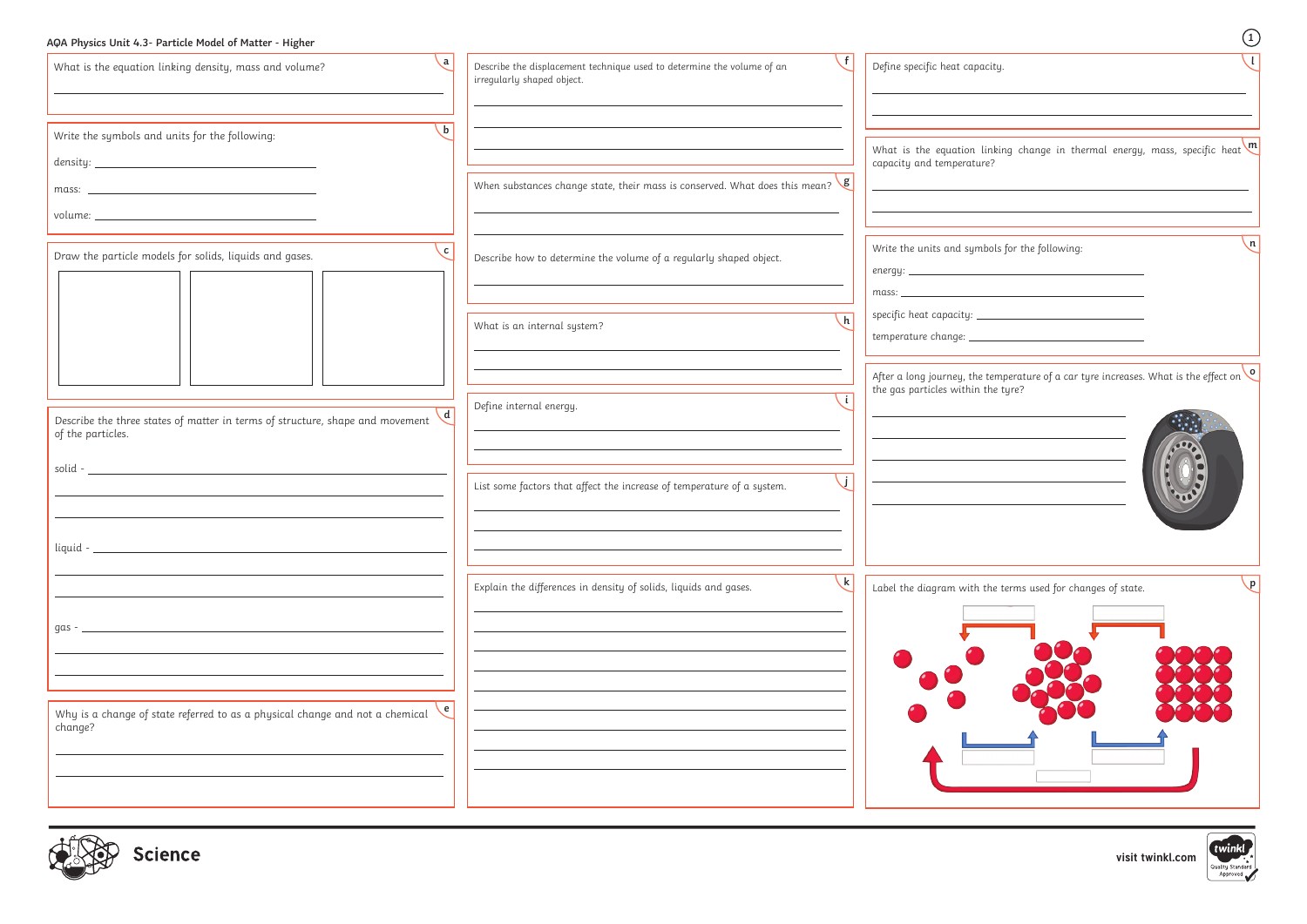# AQA Physics Unit 4.3- Particle Model of Matter - Higher

**a** What is the equation linking density, mass and volume?

**b** Write the symbols and units for the following:

density:

mass:

volume:

**c** Draw the particle models for solids, liquids and gases.

**d** Describe the three states of matter in terms of structure, shape and movement of the particles.

solid -

liquid -

gas -

**e** Why is a change of state referred to as a physical change and not a chemical change?

**f** Describe the displacement technique used to determine the volume of an irregularly shaped object.

**g** When substances change state, their mass is conserved. What does this mean?

Describe how to determine the volume of a regularly shaped object.

**h** What is an internal system?

**i** Define internal energy.

**j** List some factors that affect the increase of temperature of a system.

**k** Explain the differences in density of solids, liquids and gases.

**l** Define specific heat capacity.

**m** What is the equation linking change in thermal energy, mass, specific heat capacity and temperature?

**n** Write the units and symbols for the following:

energy:

mass:

specific heat capacity:

temperature change:

**o** After a long journey, the temperature of a car tyre increases. What is the effect on the gas particles within the tyre?

**p** Label the diagram with the terms used for changes of state.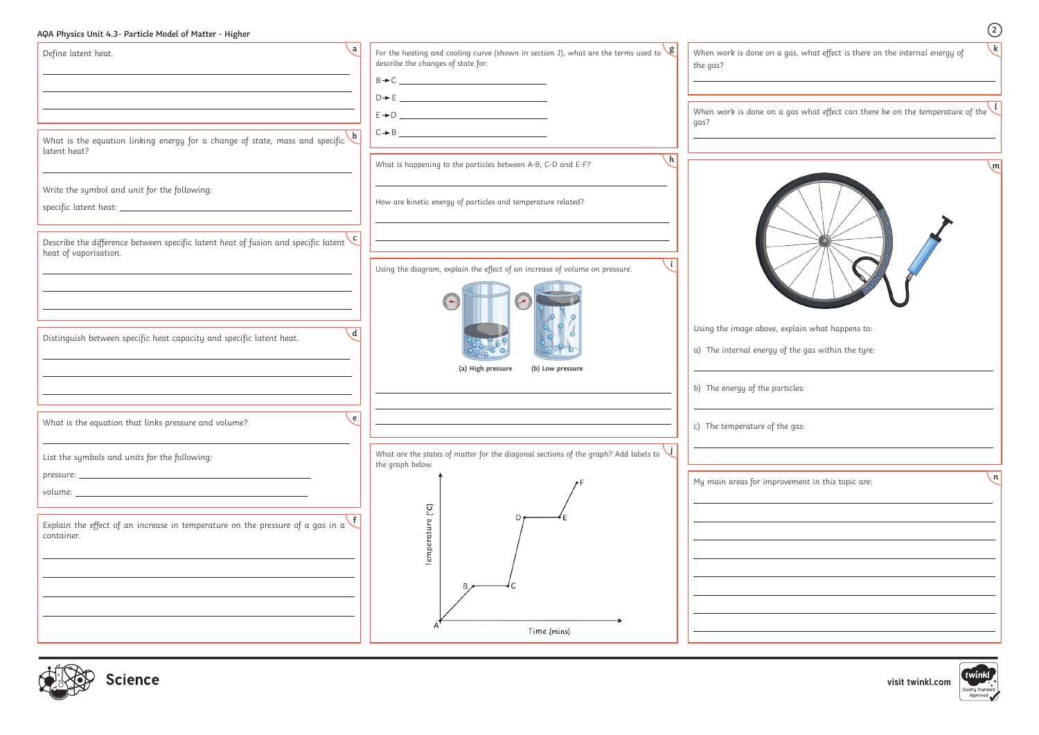AQA Physics Unit 4.3- Particle Model of Matter - Higher

**a**

Define latent heat.

**b**

What is the equation linking energy for a change of state, mass and specific latent heat?

Write the symbol and unit for the following:

specific latent heat:

**c**

Describe the difference between specific latent heat of fusion and specific latent heat of vaporisation.

**d**

Distinguish between specific heat capacity and specific latent heat.

**e**

What is the equation that links pressure and volume?

List the symbols and units for the following:

pressure:

volume:

**f**

Explain the effect of an increase in temperature on the pressure of a gas in a container.

**g**

For the heating and cooling curve (shown in section J), what are the terms used to describe the changes of state for:

B → C

D → E

E → D

C → B

**h**

What is happening to the particles between A-B, C-D and E-F?

How are kinetic energy of particles and temperature related?

**i**

Using the diagram, explain the effect of an increase of volume on pressure.

(a) High pressure (b) Low pressure

**j**

What are the states of matter for the diagonal sections of the graph? Add labels to the graph below.

Temperature (°C)

Time (mins)

A, B, C, D, E, F

**k**

When work is done on a gas, what effect is there on the internal energy of the gas?

**l**

When work is done on a gas what effect can there be on the temperature of the gas?

**m**

Using the image above, explain what happens to:

a) The internal energy of the gas within the tyre:

b) The energy of the particles:

c) The temperature of the gas:

**n**

My main areas for improvement in this topic are: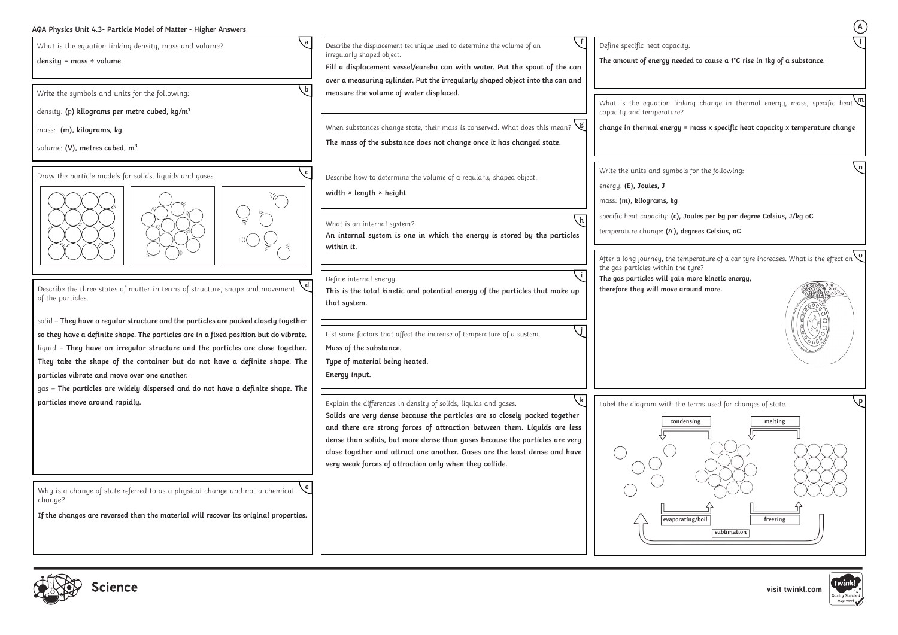# AQA Physics Unit 4.3- Particle Model of Matter - Higher Answers

**a**

What is the equation linking density, mass and volume?

**density = mass ÷ volume**

**b**

Write the symbols and units for the following:

density: ($\rho$) **kilograms per metre cubed, kg/m³**

mass: **(m), kilograms, kg**

volume: **(V), metres cubed, m³**

**c**

Draw the particle models for solids, liquids and gases.

**d**

Describe the three states of matter in terms of structure, shape and movement of the particles.

solid – **They have a regular structure and the particles are packed closely together so they have a definite shape. The particles are in a fixed position but do vibrate.**

liquid – **They have an irregular structure and the particles are close together. They take the shape of the container but do not have a definite shape. The particles vibrate and move over one another.**

gas – **The particles are widely dispersed and do not have a definite shape. The particles move around rapidly.**

**e**

Why is a change of state referred to as a physical change and not a chemical change?

**If the changes are reversed then the material will recover its original properties.**

**f**

Describe the displacement technique used to determine the volume of an irregularly shaped object.

**Fill a displacement vessel/eureka can with water. Put the spout of the can over a measuring cylinder. Put the irregularly shaped object into the can and measure the volume of water displaced.**

**g**

When substances change state, their mass is conserved. What does this mean?

**The mass of the substance does not change once it has changed state.**

Describe how to determine the volume of a regularly shaped object.

**width × length × height**

**h**

What is an internal system?

**An internal system is one in which the energy is stored by the particles within it.**

**i**

Define internal energy.

**This is the total kinetic and potential energy of the particles that make up that system.**

**j**

List some factors that affect the increase of temperature of a system.

**Mass of the substance.**

**Type of material being heated.**

**Energy input.**

**k**

Explain the differences in density of solids, liquids and gases.

**Solids are very dense because the particles are so closely packed together and there are strong forces of attraction between them. Liquids are less dense than solids, but more dense than gases because the particles are very close together and attract one another. Gases are the least dense and have very weak forces of attraction only when they collide.**

**l**

Define specific heat capacity.

**The amount of energy needed to cause a 1°C rise in 1kg of a substance.**

**m**

What is the equation linking change in thermal energy, mass, specific heat capacity and temperature?

**change in thermal energy = mass x specific heat capacity x temperature change**

**n**

Write the units and symbols for the following:

energy: **(E), Joules, J**

mass: **(m), kilograms, kg**

specific heat capacity: **(c), Joules per kg per degree Celsius, J/kg oC**

temperature change: **(Δ), degrees Celsius, oC**

**o**

After a long journey, the temperature of a car tyre increases. What is the effect on the gas particles within the tyre?

**The gas particles will gain more kinetic energy, therefore they will move around more.**

**p**

Label the diagram with the terms used for changes of state.

**condensing**, **melting**, **evaporating/boil**, **freezing**, **sublimation**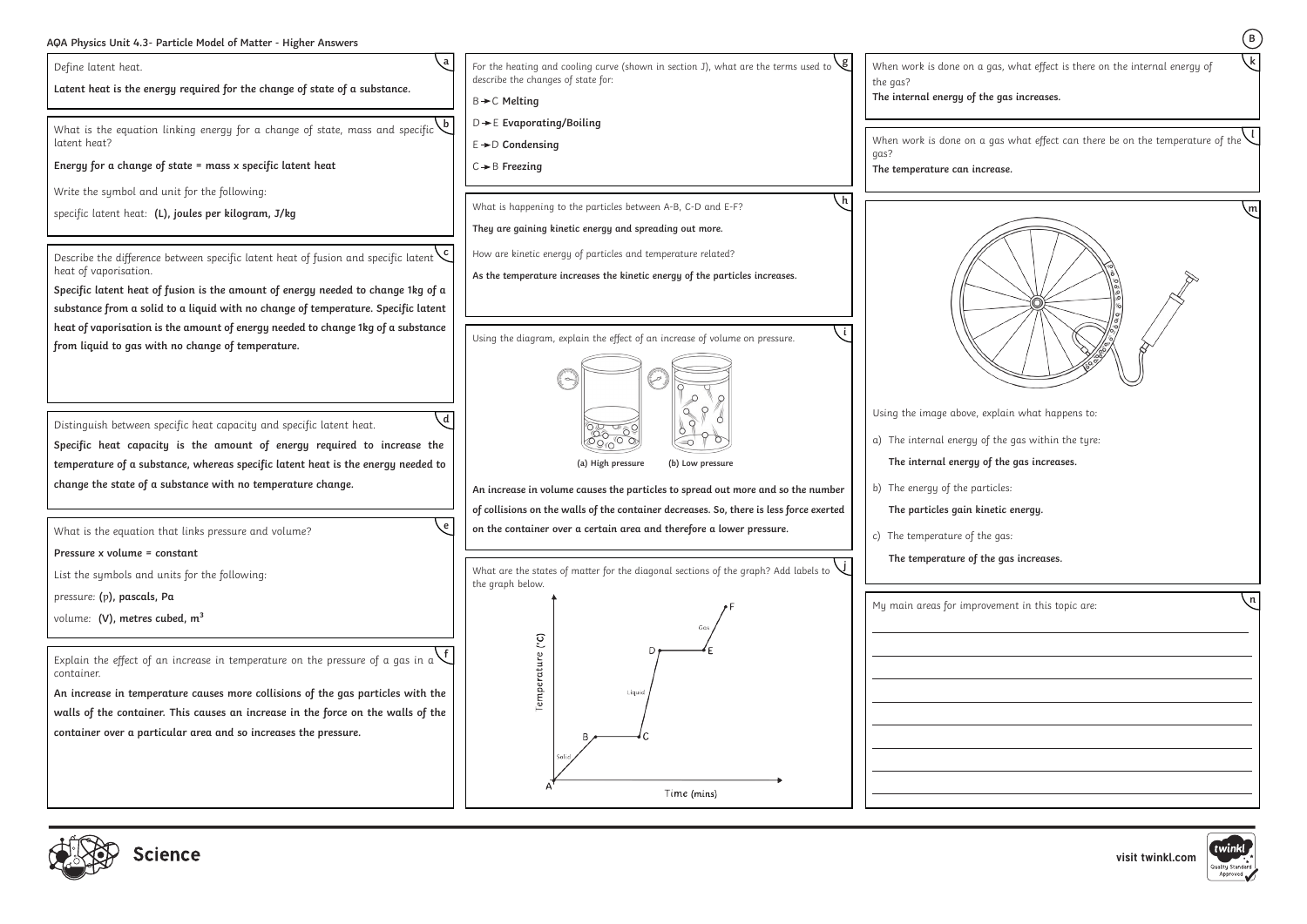# AQA Physics Unit 4.3- Particle Model of Matter - Higher Answers

**a**

Define latent heat.

**Latent heat is the energy required for the change of state of a substance.**

**b**

What is the equation linking energy for a change of state, mass and specific latent heat?

**Energy for a change of state = mass x specific latent heat**

Write the symbol and unit for the following:

specific latent heat: **(L), joules per kilogram, J/kg**

**c**

Describe the difference between specific latent heat of fusion and specific latent heat of vaporisation.

**Specific latent heat of fusion is the amount of energy needed to change 1kg of a substance from a solid to a liquid with no change of temperature. Specific latent heat of vaporisation is the amount of energy needed to change 1kg of a substance from liquid to gas with no change of temperature.**

**d**

Distinguish between specific heat capacity and specific latent heat.

**Specific heat capacity is the amount of energy required to increase the temperature of a substance, whereas specific latent heat is the energy needed to change the state of a substance with no temperature change.**

**e**

What is the equation that links pressure and volume?

**Pressure x volume = constant**

List the symbols and units for the following:

pressure: **(p), pascals, Pa**

volume: **(V), metres cubed, $m^3$**

**f**

Explain the effect of an increase in temperature on the pressure of a gas in a container.

**An increase in temperature causes more collisions of the gas particles with the walls of the container. This causes an increase in the force on the walls of the container over a particular area and so increases the pressure.**

**g**

For the heating and cooling curve (shown in section J), what are the terms used to describe the changes of state for:

B → C **Melting**

D → E **Evaporating/Boiling**

E → D **Condensing**

C → B **Freezing**

**h**

What is happening to the particles between A-B, C-D and E-F?

**They are gaining kinetic energy and spreading out more.**

How are kinetic energy of particles and temperature related?

**As the temperature increases the kinetic energy of the particles increases.**

**i**

Using the diagram, explain the effect of an increase of volume on pressure.

(a) High pressure (b) Low pressure

**An increase in volume causes the particles to spread out more and so the number of collisions on the walls of the container decreases. So, there is less force exerted on the container over a certain area and therefore a lower pressure.**

**j**

What are the states of matter for the diagonal sections of the graph? Add labels to the graph below.

Temperature (°C)

Time (mins)

A, B, C, D, E, F

Solid

Liquid

Gas

**k**

When work is done on a gas, what effect is there on the internal energy of the gas?

**The internal energy of the gas increases.**

**l**

When work is done on a gas what effect can there be on the temperature of the gas?

**The temperature can increase.**

**m**

Using the image above, explain what happens to:

a) The internal energy of the gas within the tyre:

**The internal energy of the gas increases.**

b) The energy of the particles:

**The particles gain kinetic energy.**

c) The temperature of the gas:

**The temperature of the gas increases.**

**n**

My main areas for improvement in this topic are: